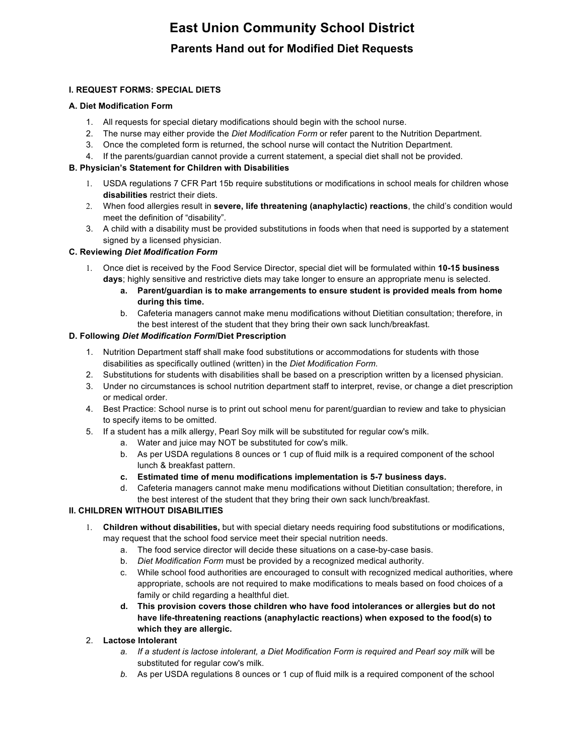# East Union Community School District

## Parents Hand out for Modified Diet Requests

### I. REQUEST FORMS: SPECIAL DIETS

**A. Diet Modification Form**

1. All requests for special dietary modifications should begin with the school nurse.
2. The nurse may either provide the *Diet Modification Form* or refer parent to the Nutrition Department.
3. Once the completed form is returned, the school nurse will contact the Nutrition Department.
4. If the parents/guardian cannot provide a current statement, a special diet shall not be provided.

**B. Physician's Statement for Children with Disabilities**

1. USDA regulations 7 CFR Part 15b require substitutions or modifications in school meals for children whose **disabilities** restrict their diets.
2. When food allergies result in **severe, life threatening (anaphylactic) reactions**, the child's condition would meet the definition of "disability".
3. A child with a disability must be provided substitutions in foods when that need is supported by a statement signed by a licensed physician.

**C. Reviewing *Diet Modification Form***

1. Once diet is received by the Food Service Director, special diet will be formulated within **10-15 business days**; highly sensitive and restrictive diets may take longer to ensure an appropriate menu is selected.
   a. **Parent/guardian is to make arrangements to ensure student is provided meals from home during this time.**
   b. Cafeteria managers cannot make menu modifications without Dietitian consultation; therefore, in the best interest of the student that they bring their own sack lunch/breakfast.

**D. Following *Diet Modification Form*/Diet Prescription**

1. Nutrition Department staff shall make food substitutions or accommodations for students with those disabilities as specifically outlined (written) in the *Diet Modification Form*.
2. Substitutions for students with disabilities shall be based on a prescription written by a licensed physician.
3. Under no circumstances is school nutrition department staff to interpret, revise, or change a diet prescription or medical order.
4. Best Practice: School nurse is to print out school menu for parent/guardian to review and take to physician to specify items to be omitted.
5. If a student has a milk allergy, Pearl Soy milk will be substituted for regular cow's milk.
   a. Water and juice may NOT be substituted for cow's milk.
   b. As per USDA regulations 8 ounces or 1 cup of fluid milk is a required component of the school lunch & breakfast pattern.
   c. **Estimated time of menu modifications implementation is 5-7 business days.**
   d. Cafeteria managers cannot make menu modifications without Dietitian consultation; therefore, in the best interest of the student that they bring their own sack lunch/breakfast.

### II. CHILDREN WITHOUT DISABILITIES

1. **Children without disabilities,** but with special dietary needs requiring food substitutions or modifications, may request that the school food service meet their special nutrition needs.
   a. The food service director will decide these situations on a case-by-case basis.
   b. *Diet Modification Form* must be provided by a recognized medical authority.
   c. While school food authorities are encouraged to consult with recognized medical authorities, where appropriate, schools are not required to make modifications to meals based on food choices of a family or child regarding a healthful diet.
   d. **This provision covers those children who have food intolerances or allergies but do not have life-threatening reactions (anaphylactic reactions) when exposed to the food(s) to which they are allergic.**
2. **Lactose Intolerant**
   a. *If a student is lactose intolerant, a Diet Modification Form is required and Pearl soy milk* will be substituted for regular cow's milk.
   b. As per USDA regulations 8 ounces or 1 cup of fluid milk is a required component of the school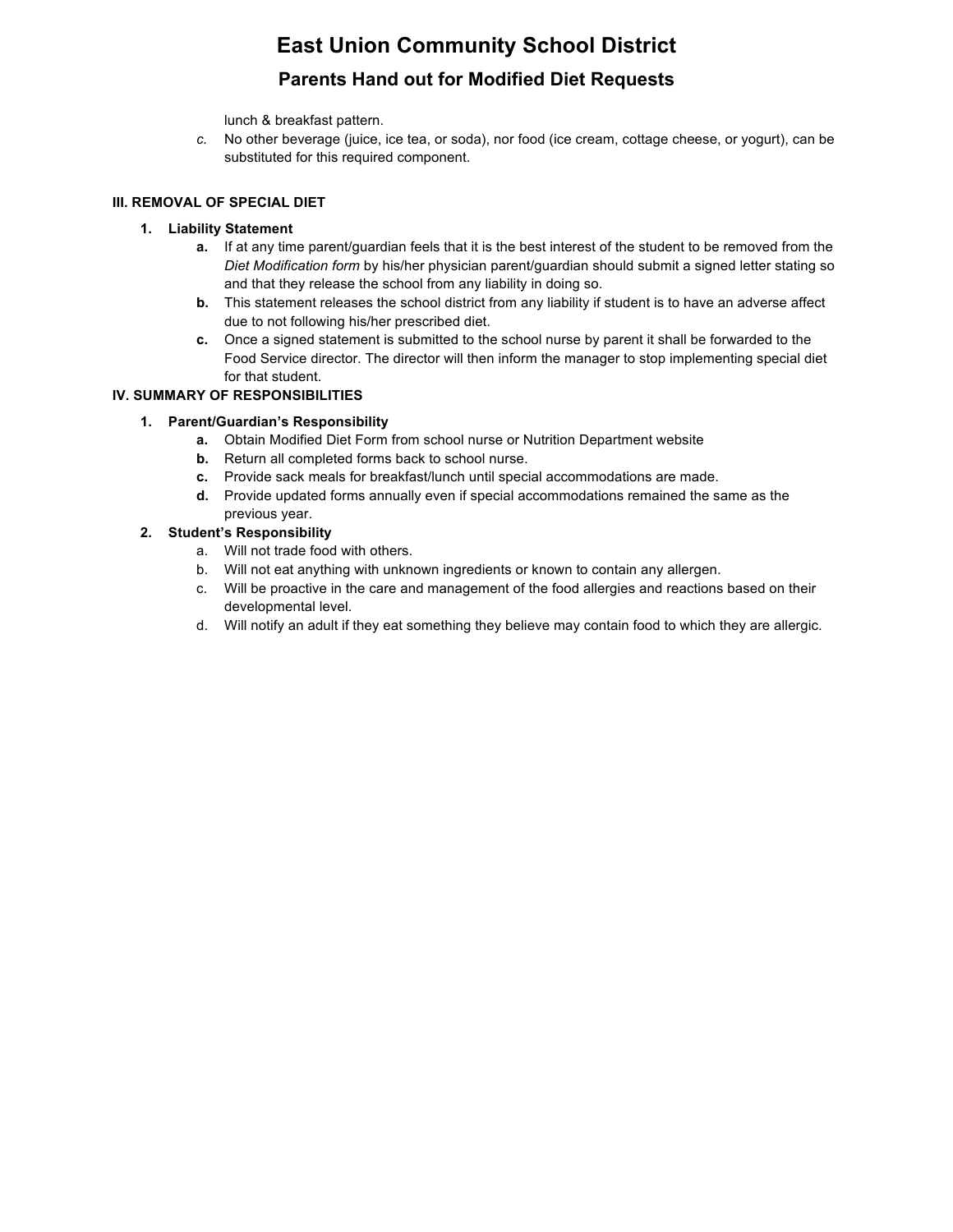lunch & breakfast pattern.

*c.* No other beverage (juice, ice tea, or soda), nor food (ice cream, cottage cheese, or yogurt), can be substituted for this required component.

### III. REMOVAL OF SPECIAL DIET

1. **Liability Statement**
   - **a.** If at any time parent/guardian feels that it is the best interest of the student to be removed from the *Diet Modification form* by his/her physician parent/guardian should submit a signed letter stating so and that they release the school from any liability in doing so.
   - **b.** This statement releases the school district from any liability if student is to have an adverse affect due to not following his/her prescribed diet.
   - **c.** Once a signed statement is submitted to the school nurse by parent it shall be forwarded to the Food Service director. The director will then inform the manager to stop implementing special diet for that student.

### IV. SUMMARY OF RESPONSIBILITIES

1. **Parent/Guardian's Responsibility**
   - **a.** Obtain Modified Diet Form from school nurse or Nutrition Department website
   - **b.** Return all completed forms back to school nurse.
   - **c.** Provide sack meals for breakfast/lunch until special accommodations are made.
   - **d.** Provide updated forms annually even if special accommodations remained the same as the previous year.
2. **Student's Responsibility**
   - a. Will not trade food with others.
   - b. Will not eat anything with unknown ingredients or known to contain any allergen.
   - c. Will be proactive in the care and management of the food allergies and reactions based on their developmental level.
   - d. Will notify an adult if they eat something they believe may contain food to which they are allergic.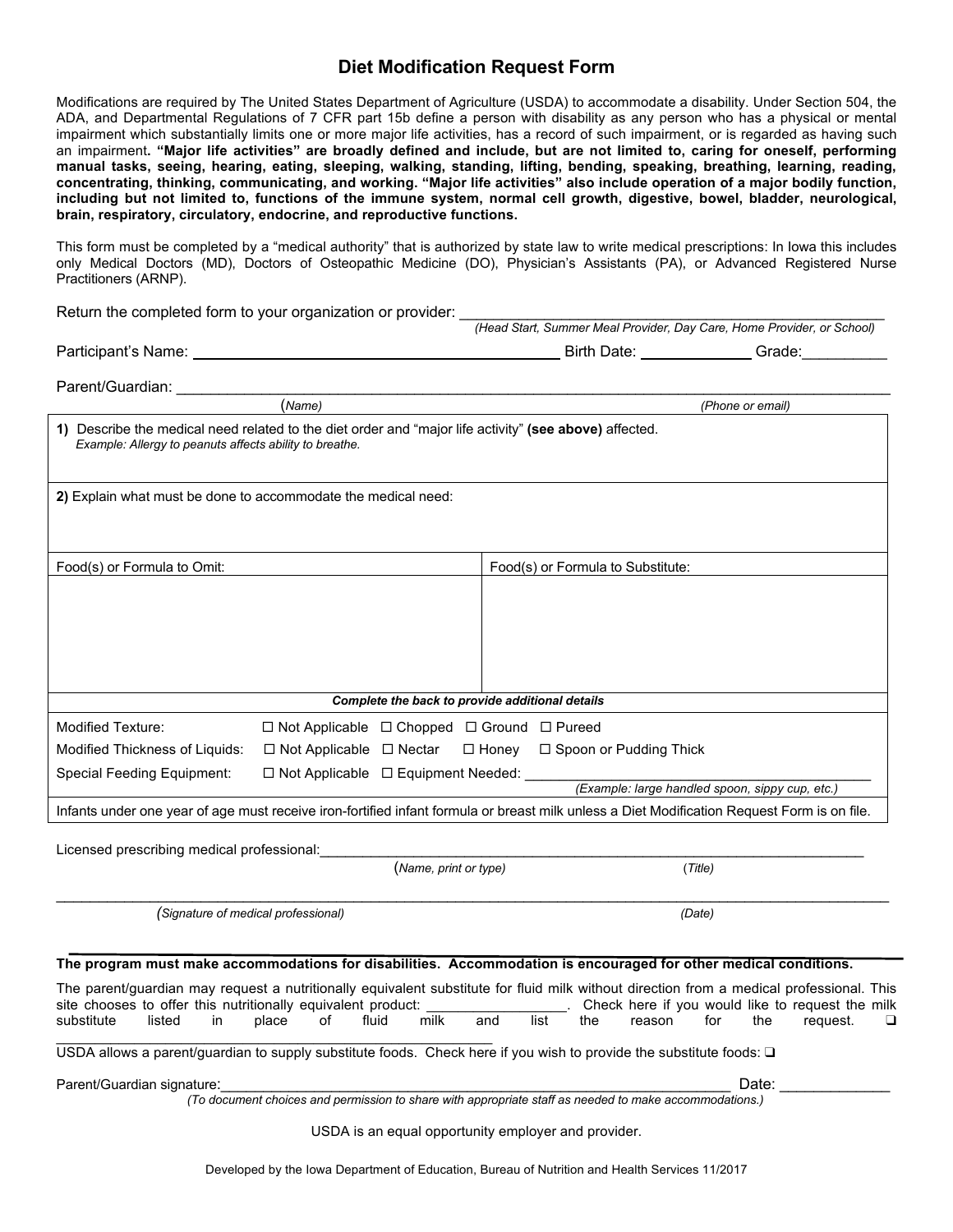# Diet Modification Request Form

Modifications are required by The United States Department of Agriculture (USDA) to accommodate a disability. Under Section 504, the ADA, and Departmental Regulations of 7 CFR part 15b define a person with disability as any person who has a physical or mental impairment which substantially limits one or more major life activities, has a record of such impairment, or is regarded as having such an impairment**. "Major life activities" are broadly defined and include, but are not limited to, caring for oneself, performing manual tasks, seeing, hearing, eating, sleeping, walking, standing, lifting, bending, speaking, breathing, learning, reading, concentrating, thinking, communicating, and working. "Major life activities" also include operation of a major bodily function, including but not limited to, functions of the immune system, normal cell growth, digestive, bowel, bladder, neurological, brain, respiratory, circulatory, endocrine, and reproductive functions.**

This form must be completed by a "medical authority" that is authorized by state law to write medical prescriptions: In Iowa this includes only Medical Doctors (MD), Doctors of Osteopathic Medicine (DO), Physician's Assistants (PA), or Advanced Registered Nurse Practitioners (ARNP).

Return the completed form to your organization or provider: ______________________________
*(Head Start, Summer Meal Provider, Day Care, Home Provider, or School)*

Participant's Name: ______________________________ Birth Date: ____________ Grade: __________

Parent/Guardian: ______________________________________________________________
(*Name*) (*Phone or email*)

**1)** Describe the medical need related to the diet order and "major life activity" **(see above)** affected.
*Example: Allergy to peanuts affects ability to breathe.*

**2)** Explain what must be done to accommodate the medical need:

| Food(s) or Formula to Omit: | Food(s) or Formula to Substitute: |
|---|---|
| | |

***Complete the back to provide additional details***

Modified Texture: ☐ Not Applicable ☐ Chopped ☐ Ground ☐ Pureed

Modified Thickness of Liquids: ☐ Not Applicable ☐ Nectar ☐ Honey ☐ Spoon or Pudding Thick

Special Feeding Equipment: ☐ Not Applicable ☐ Equipment Needed: ______________________________
*(Example: large handled spoon, sippy cup, etc.)*

Infants under one year of age must receive iron-fortified infant formula or breast milk unless a Diet Modification Request Form is on file.

Licensed prescribing medical professional: ______________________________________________
(*Name, print or type*) (*Title*)

______________________________________________________________
(*Signature of medical professional*) *(Date)*

**The program must make accommodations for disabilities. Accommodation is encouraged for other medical conditions.**

The parent/guardian may request a nutritionally equivalent substitute for fluid milk without direction from a medical professional. This site chooses to offer this nutritionally equivalent product: __________________. Check here if you would like to request the milk substitute listed in place of fluid milk and list the reason for the request. ❑
______________________________________________

USDA allows a parent/guardian to supply substitute foods. Check here if you wish to provide the substitute foods: ❑

Parent/Guardian signature: ______________________________________________ Date: ____________
*(To document choices and permission to share with appropriate staff as needed to make accommodations.)*

USDA is an equal opportunity employer and provider.

Developed by the Iowa Department of Education, Bureau of Nutrition and Health Services 11/2017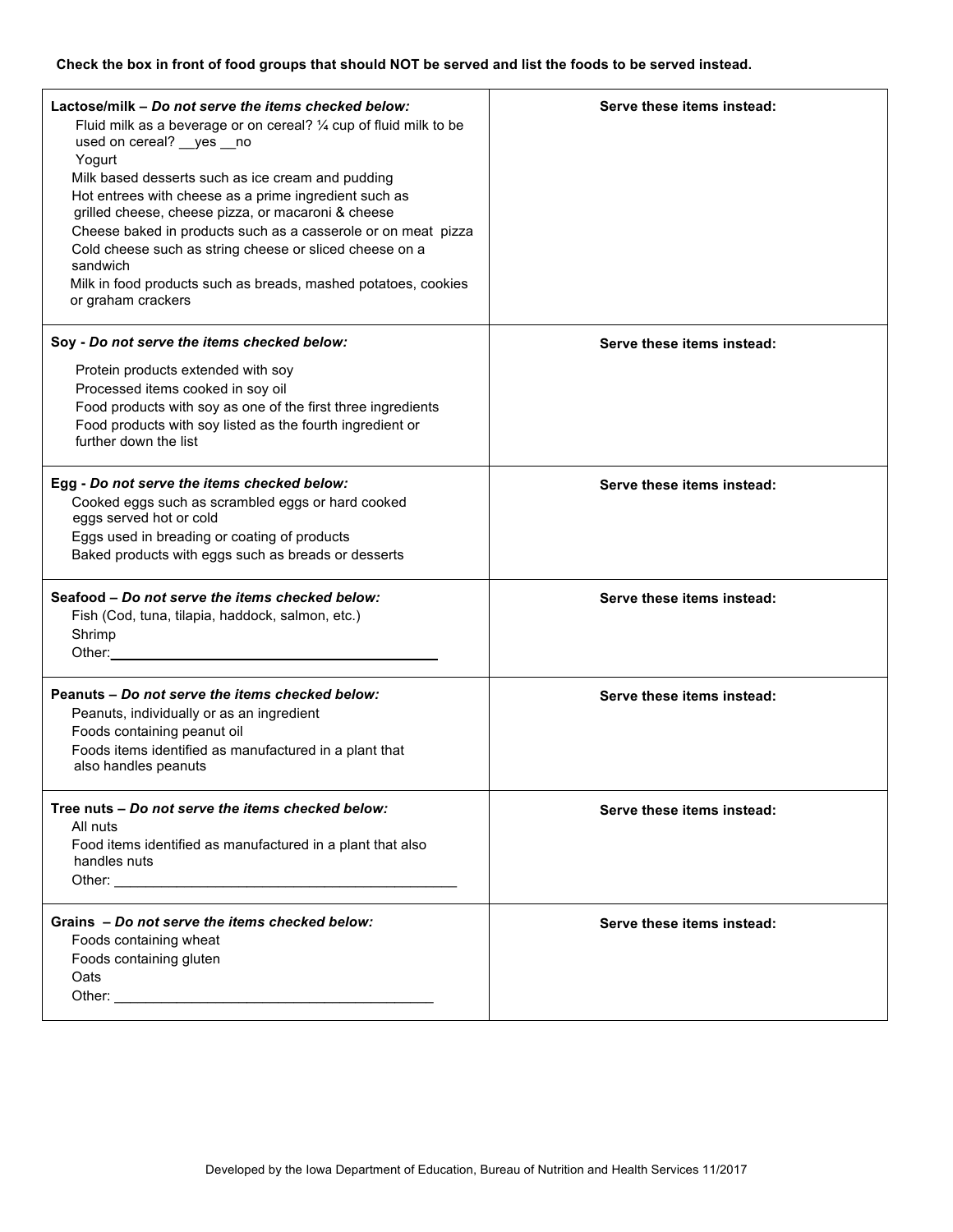**Check the box in front of food groups that should NOT be served and list the foods to be served instead.**

| | |
|---|---|
| **Lactose/milk –** ***Do not serve the items checked below:***<br>Fluid milk as a beverage or on cereal? ¼ cup of fluid milk to be used on cereal? __yes __no<br>Yogurt<br>Milk based desserts such as ice cream and pudding<br>Hot entrees with cheese as a prime ingredient such as grilled cheese, cheese pizza, or macaroni & cheese<br>Cheese baked in products such as a casserole or on meat pizza<br>Cold cheese such as string cheese or sliced cheese on a sandwich<br>Milk in food products such as breads, mashed potatoes, cookies or graham crackers | **Serve these items instead:** |
| **Soy -** ***Do not serve the items checked below:***<br>Protein products extended with soy<br>Processed items cooked in soy oil<br>Food products with soy as one of the first three ingredients<br>Food products with soy listed as the fourth ingredient or further down the list | **Serve these items instead:** |
| **Egg -** ***Do not serve the items checked below:***<br>Cooked eggs such as scrambled eggs or hard cooked eggs served hot or cold<br>Eggs used in breading or coating of products<br>Baked products with eggs such as breads or desserts | **Serve these items instead:** |
| **Seafood –** ***Do not serve the items checked below:***<br>Fish (Cod, tuna, tilapia, haddock, salmon, etc.)<br>Shrimp<br>Other:______________________________ | **Serve these items instead:** |
| **Peanuts –** ***Do not serve the items checked below:***<br>Peanuts, individually or as an ingredient<br>Foods containing peanut oil<br>Foods items identified as manufactured in a plant that also handles peanuts | **Serve these items instead:** |
| **Tree nuts –** ***Do not serve the items checked below:***<br>All nuts<br>Food items identified as manufactured in a plant that also handles nuts<br>Other: ______________________________ | **Serve these items instead:** |
| **Grains –** ***Do not serve the items checked below:***<br>Foods containing wheat<br>Foods containing gluten<br>Oats<br>Other: ______________________________ | **Serve these items instead:** |

Developed by the Iowa Department of Education, Bureau of Nutrition and Health Services 11/2017